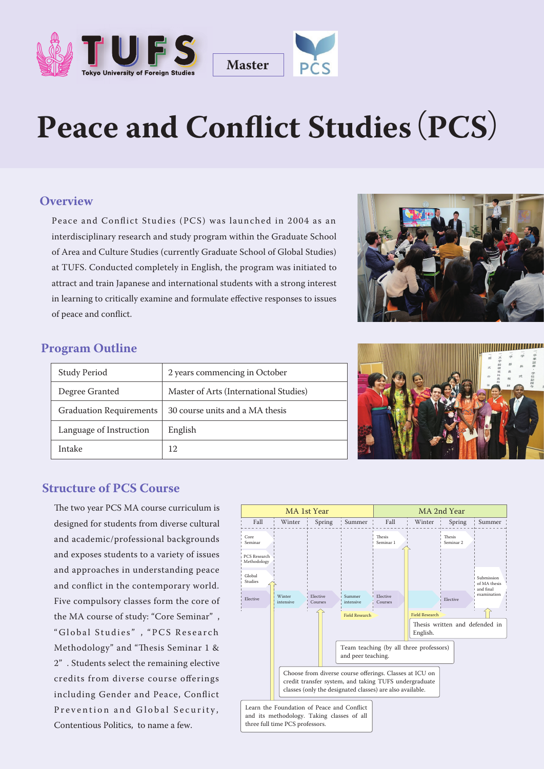Tokyo University of Foreign Studies

Master

# Peace and Conflict Studies (PCS)

## Overview

Peace and Conflict Studies (PCS) was launched in 2004 as an interdisciplinary research and study program within the Graduate School of Area and Culture Studies (currently Graduate School of Global Studies) at TUFS. Conducted completely in English, the program was initiated to attract and train Japanese and international students with a strong interest in learning to critically examine and formulate effective responses to issues of peace and conflict.

## Program Outline

| Study Period | 2 years commencing in October |
|---|---|
| Degree Granted | Master of Arts (International Studies) |
| Graduation Requirements | 30 course units and a MA thesis |
| Language of Instruction | English |
| Intake | 12 |

## Structure of PCS Course

The two year PCS MA course curriculum is designed for students from diverse cultural and academic/professional backgrounds and exposes students to a variety of issues and approaches in understanding peace and conflict in the contemporary world. Five compulsory classes form the core of the MA course of study: "Core Seminar", "Global Studies", "PCS Research Methodology" and "Thesis Seminar 1 & 2". Students select the remaining elective credits from diverse course offerings including Gender and Peace, Conflict Prevention and Global Security, Contentious Politics, to name a few.

| MA 1st Year | | | | MA 2nd Year | | | |
|---|---|---|---|---|---|---|---|
| Fall | Winter | Spring | Summer | Fall | Winter | Spring | Summer |
| Core Seminar | | | | Thesis Seminar 1 | | Thesis Seminar 2 | |
| PCS Research Methodology | | | | | | | |
| Global Studies | | | | | | | Submission of MA thesis and final examination |
| Elective | Winter intensive | Elective Courses | Summer intensive | Elective Courses | | Elective | |
| | | | Field Research | | Field Research | | |

- Thesis written and defended in English.
- Team teaching (by all three professors) and peer teaching.
- Choose from diverse course offerings. Classes at ICU on credit transfer system, and taking TUFS undergraduate classes (only the designated classes) are also available.
- Learn the Foundation of Peace and Conflict and its methodology. Taking classes of all three full time PCS professors.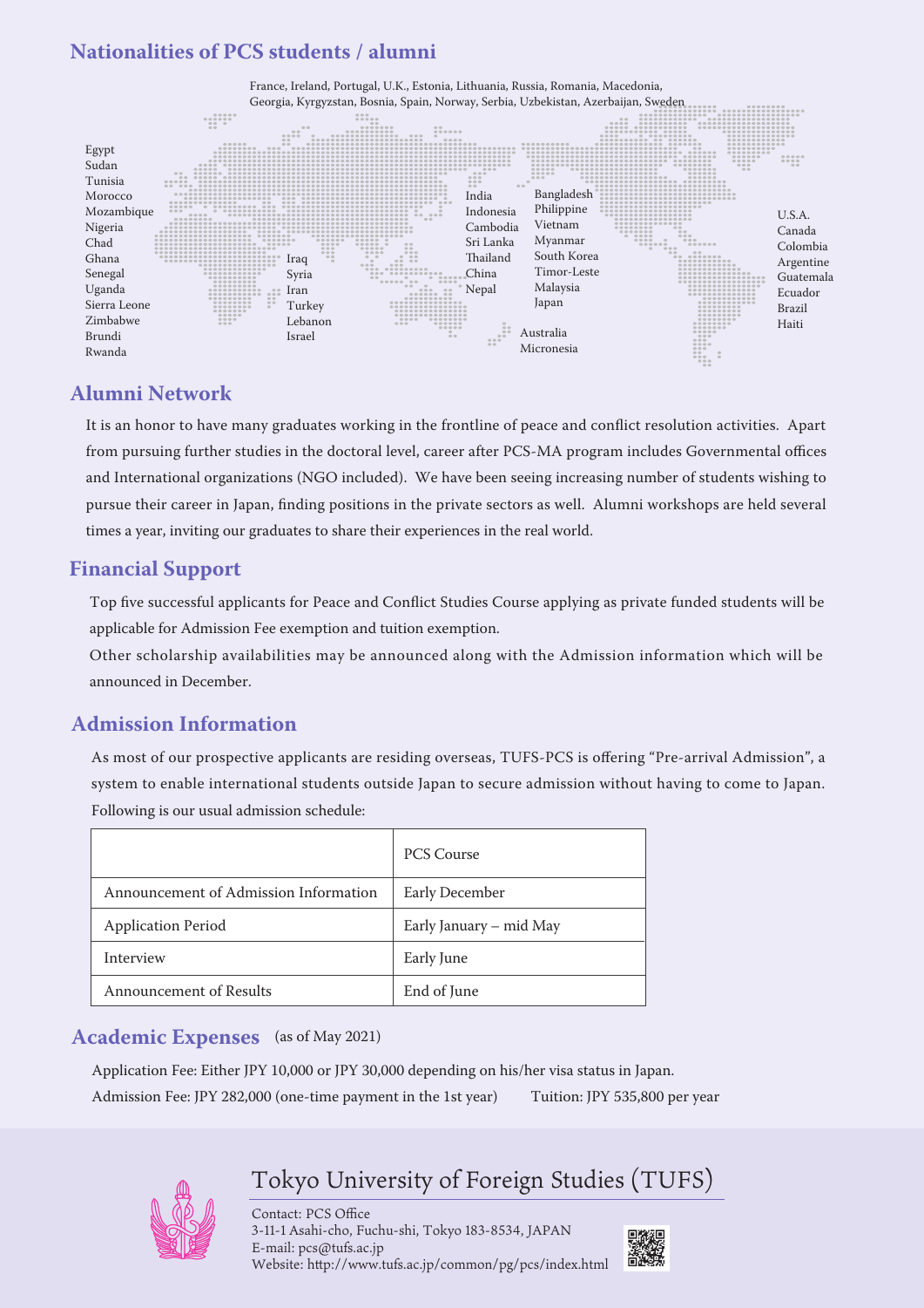## Nationalities of PCS students / alumni

France, Ireland, Portugal, U.K., Estonia, Lithuania, Russia, Romania, Macedonia, Georgia, Kyrgyzstan, Bosnia, Spain, Norway, Serbia, Uzbekistan, Azerbaijan, Sweden

Egypt
Sudan
Tunisia
Morocco
Mozambique
Nigeria
Chad
Ghana
Senegal
Uganda
Sierra Leone
Zimbabwe
Brundi
Rwanda

Iraq
Syria
Iran
Turkey
Lebanon
Israel

India
Indonesia
Cambodia
Sri Lanka
Thailand
China
Nepal

Bangladesh
Philippine
Vietnam
Myanmar
South Korea
Timor-Leste
Malaysia
Japan

Australia
Micronesia

U.S.A.
Canada
Colombia
Argentine
Guatemala
Ecuador
Brazil
Haiti

## Alumni Network

It is an honor to have many graduates working in the frontline of peace and conflict resolution activities. Apart from pursuing further studies in the doctoral level, career after PCS-MA program includes Governmental offices and International organizations (NGO included). We have been seeing increasing number of students wishing to pursue their career in Japan, finding positions in the private sectors as well. Alumni workshops are held several times a year, inviting our graduates to share their experiences in the real world.

## Financial Support

Top five successful applicants for Peace and Conflict Studies Course applying as private funded students will be applicable for Admission Fee exemption and tuition exemption.
Other scholarship availabilities may be announced along with the Admission information which will be announced in December.

## Admission Information

As most of our prospective applicants are residing overseas, TUFS-PCS is offering "Pre-arrival Admission", a system to enable international students outside Japan to secure admission without having to come to Japan. Following is our usual admission schedule:

| | PCS Course |
|---|---|
| Announcement of Admission Information | Early December |
| Application Period | Early January – mid May |
| Interview | Early June |
| Announcement of Results | End of June |

## Academic Expenses (as of May 2021)

Application Fee: Either JPY 10,000 or JPY 30,000 depending on his/her visa status in Japan.
Admission Fee: JPY 282,000 (one-time payment in the 1st year) Tuition: JPY 535,800 per year

# Tokyo University of Foreign Studies (TUFS)

Contact: PCS Office
3-11-1 Asahi-cho, Fuchu-shi, Tokyo 183-8534, JAPAN
E-mail: pcs@tufs.ac.jp
Website: http://www.tufs.ac.jp/common/pg/pcs/index.html